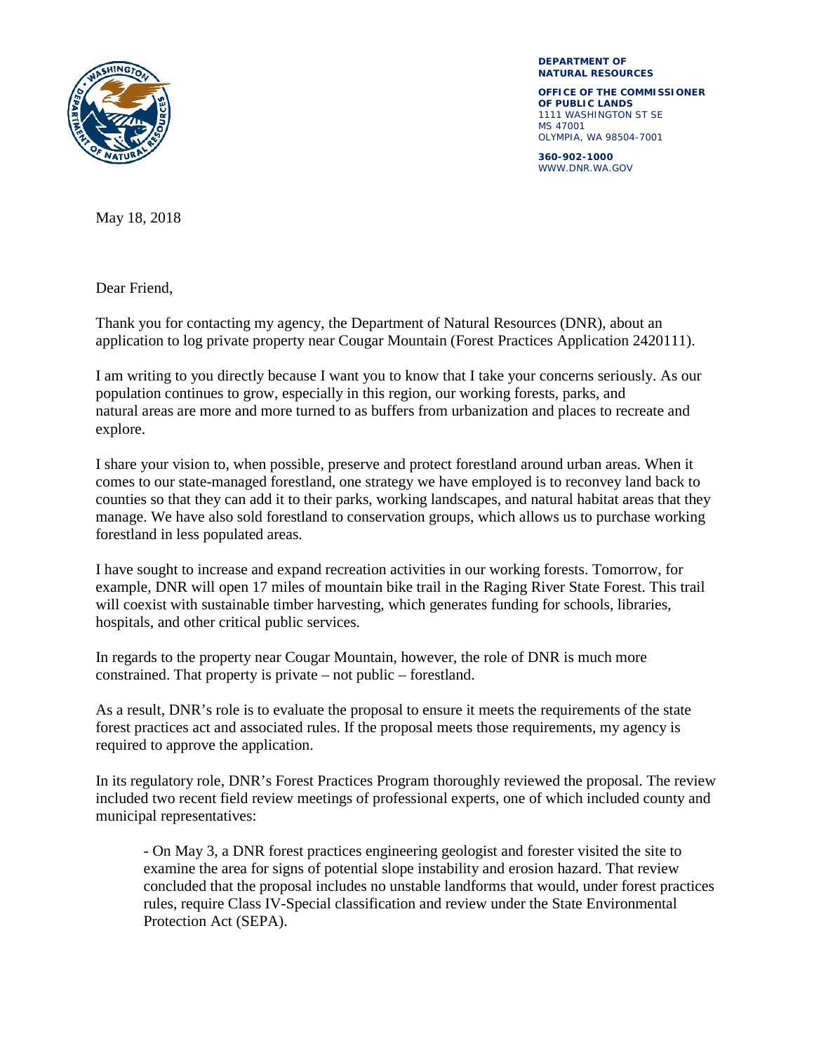**DEPARTMENT OF NATURAL RESOURCES**

**OFFICE OF THE COMMISSIONER OF PUBLIC LANDS**
1111 WASHINGTON ST SE
MS 47001
OLYMPIA, WA 98504-7001

**360-902-1000**
WWW.DNR.WA.GOV

May 18, 2018

Dear Friend,

Thank you for contacting my agency, the Department of Natural Resources (DNR), about an application to log private property near Cougar Mountain (Forest Practices Application 2420111).

I am writing to you directly because I want you to know that I take your concerns seriously. As our population continues to grow, especially in this region, our working forests, parks, and natural areas are more and more turned to as buffers from urbanization and places to recreate and explore.

I share your vision to, when possible, preserve and protect forestland around urban areas. When it comes to our state-managed forestland, one strategy we have employed is to reconvey land back to counties so that they can add it to their parks, working landscapes, and natural habitat areas that they manage. We have also sold forestland to conservation groups, which allows us to purchase working forestland in less populated areas.

I have sought to increase and expand recreation activities in our working forests. Tomorrow, for example, DNR will open 17 miles of mountain bike trail in the Raging River State Forest. This trail will coexist with sustainable timber harvesting, which generates funding for schools, libraries, hospitals, and other critical public services.

In regards to the property near Cougar Mountain, however, the role of DNR is much more constrained. That property is private – not public – forestland.

As a result, DNR's role is to evaluate the proposal to ensure it meets the requirements of the state forest practices act and associated rules. If the proposal meets those requirements, my agency is required to approve the application.

In its regulatory role, DNR's Forest Practices Program thoroughly reviewed the proposal. The review included two recent field review meetings of professional experts, one of which included county and municipal representatives:

- On May 3, a DNR forest practices engineering geologist and forester visited the site to examine the area for signs of potential slope instability and erosion hazard. That review concluded that the proposal includes no unstable landforms that would, under forest practices rules, require Class IV-Special classification and review under the State Environmental Protection Act (SEPA).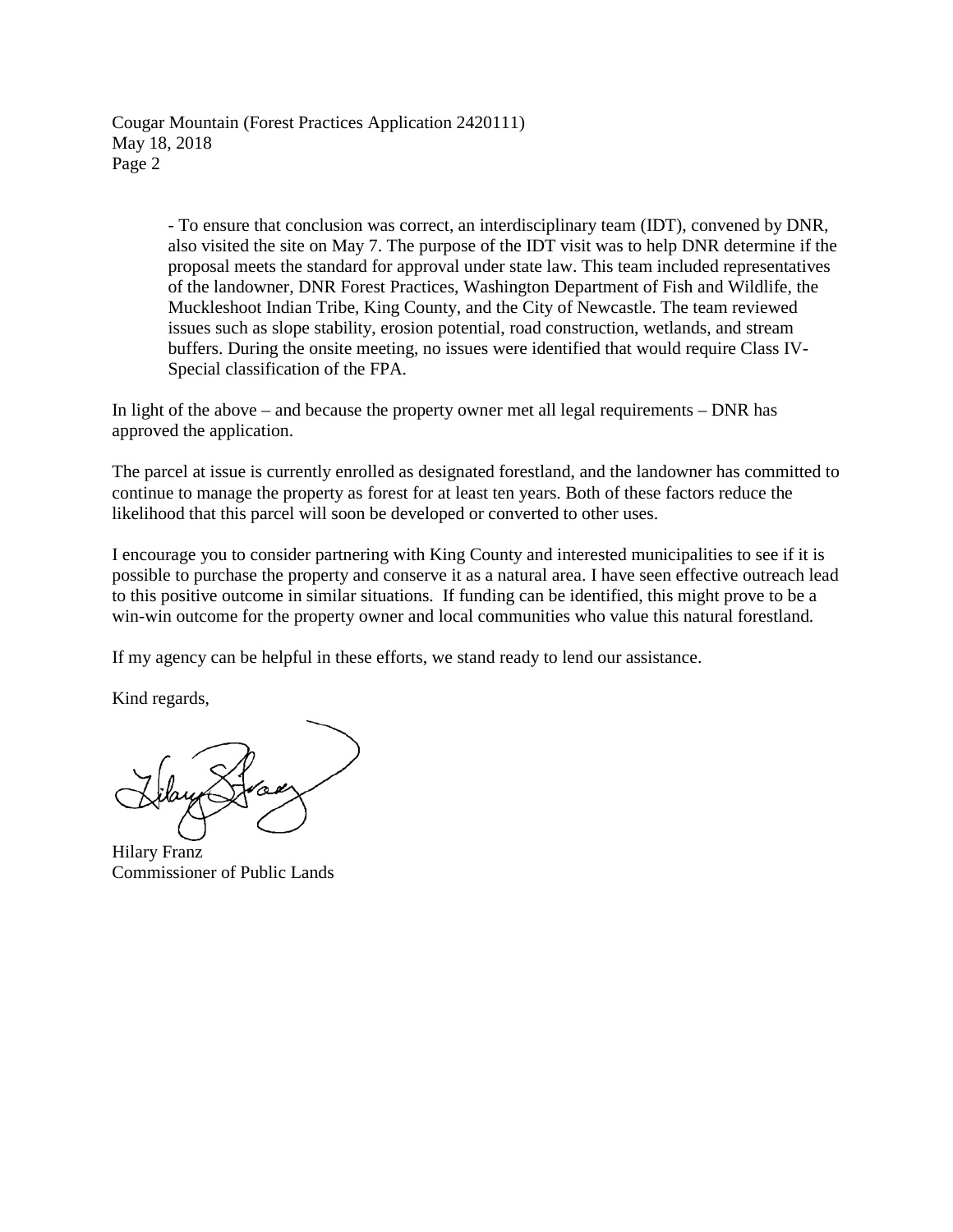- To ensure that conclusion was correct, an interdisciplinary team (IDT), convened by DNR, also visited the site on May 7. The purpose of the IDT visit was to help DNR determine if the proposal meets the standard for approval under state law. This team included representatives of the landowner, DNR Forest Practices, Washington Department of Fish and Wildlife, the Muckleshoot Indian Tribe, King County, and the City of Newcastle. The team reviewed issues such as slope stability, erosion potential, road construction, wetlands, and stream buffers. During the onsite meeting, no issues were identified that would require Class IV-Special classification of the FPA.

In light of the above – and because the property owner met all legal requirements – DNR has approved the application.

The parcel at issue is currently enrolled as designated forestland, and the landowner has committed to continue to manage the property as forest for at least ten years. Both of these factors reduce the likelihood that this parcel will soon be developed or converted to other uses.

I encourage you to consider partnering with King County and interested municipalities to see if it is possible to purchase the property and conserve it as a natural area. I have seen effective outreach lead to this positive outcome in similar situations. If funding can be identified, this might prove to be a win-win outcome for the property owner and local communities who value this natural forestland.

If my agency can be helpful in these efforts, we stand ready to lend our assistance.

Kind regards,

Hilary Franz
Commissioner of Public Lands